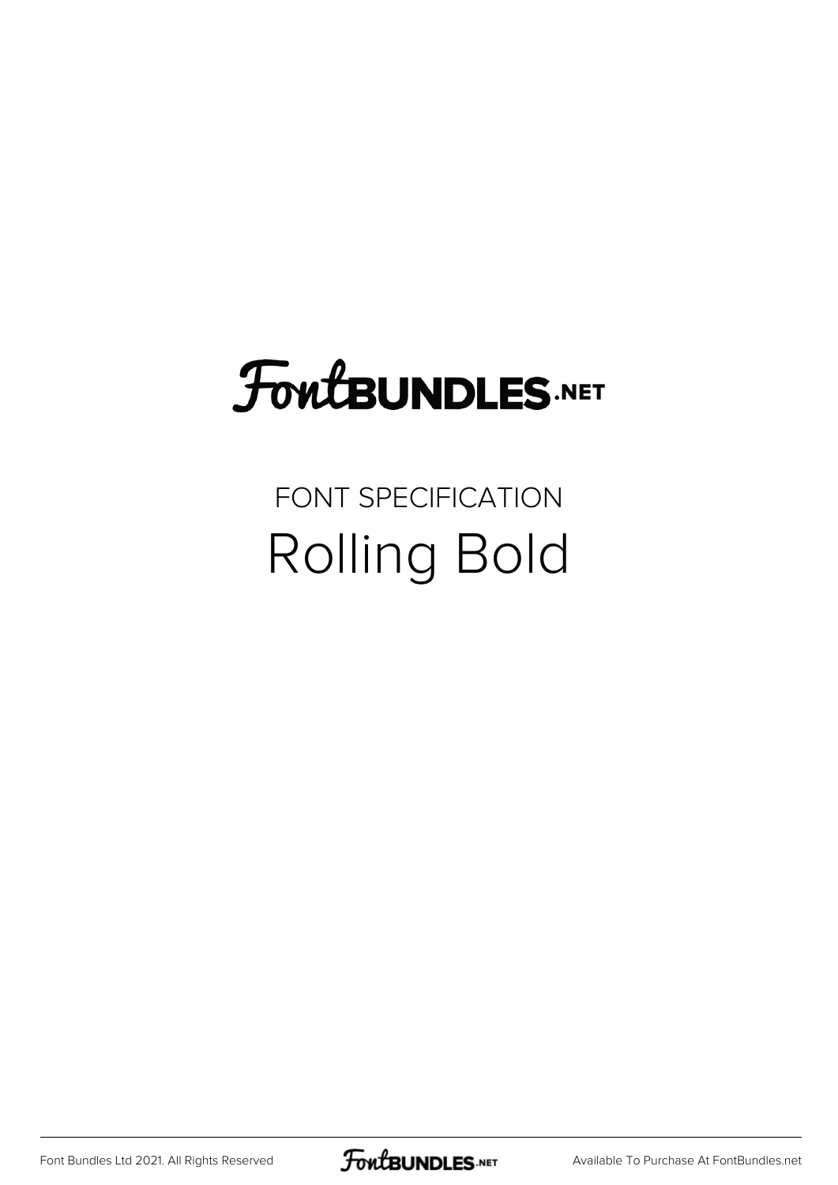FontBUNDLES.NET

FONT SPECIFICATION

# Rolling Bold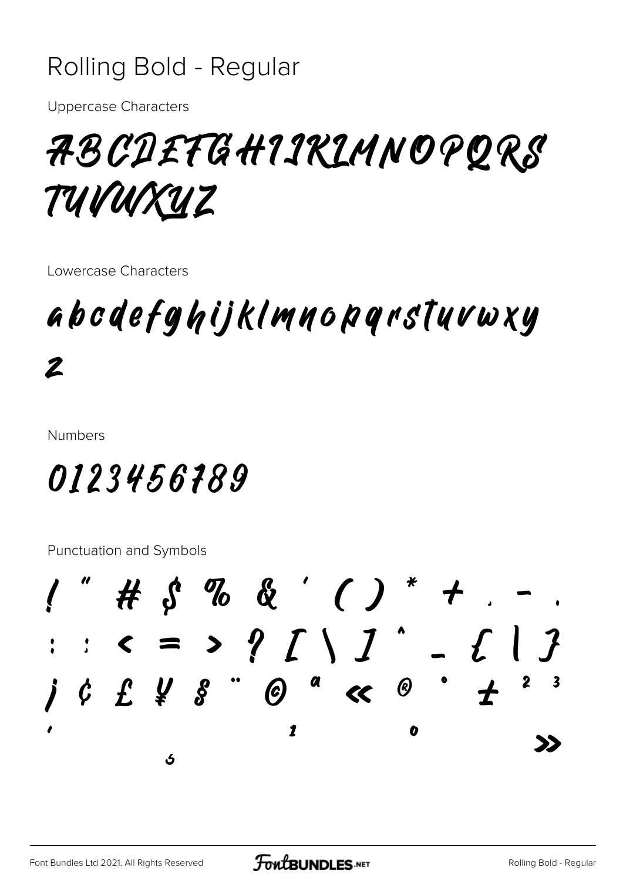# Rolling Bold - Regular

Uppercase Characters

ABCDEFGHIJKLMNOPQRS
TUVWXYZ

Lowercase Characters

abcdefghijklmnopqrstuvwxy
z

Numbers

0123456789

Punctuation and Symbols

! " # $ % & ' ( ) * + , - .
: ; < = > ? [ \ ] ^ _ { | }
¡ ¢ £ ¥ § ¨ © ª « ® ° ± ² ³
´ ¹ º »
¸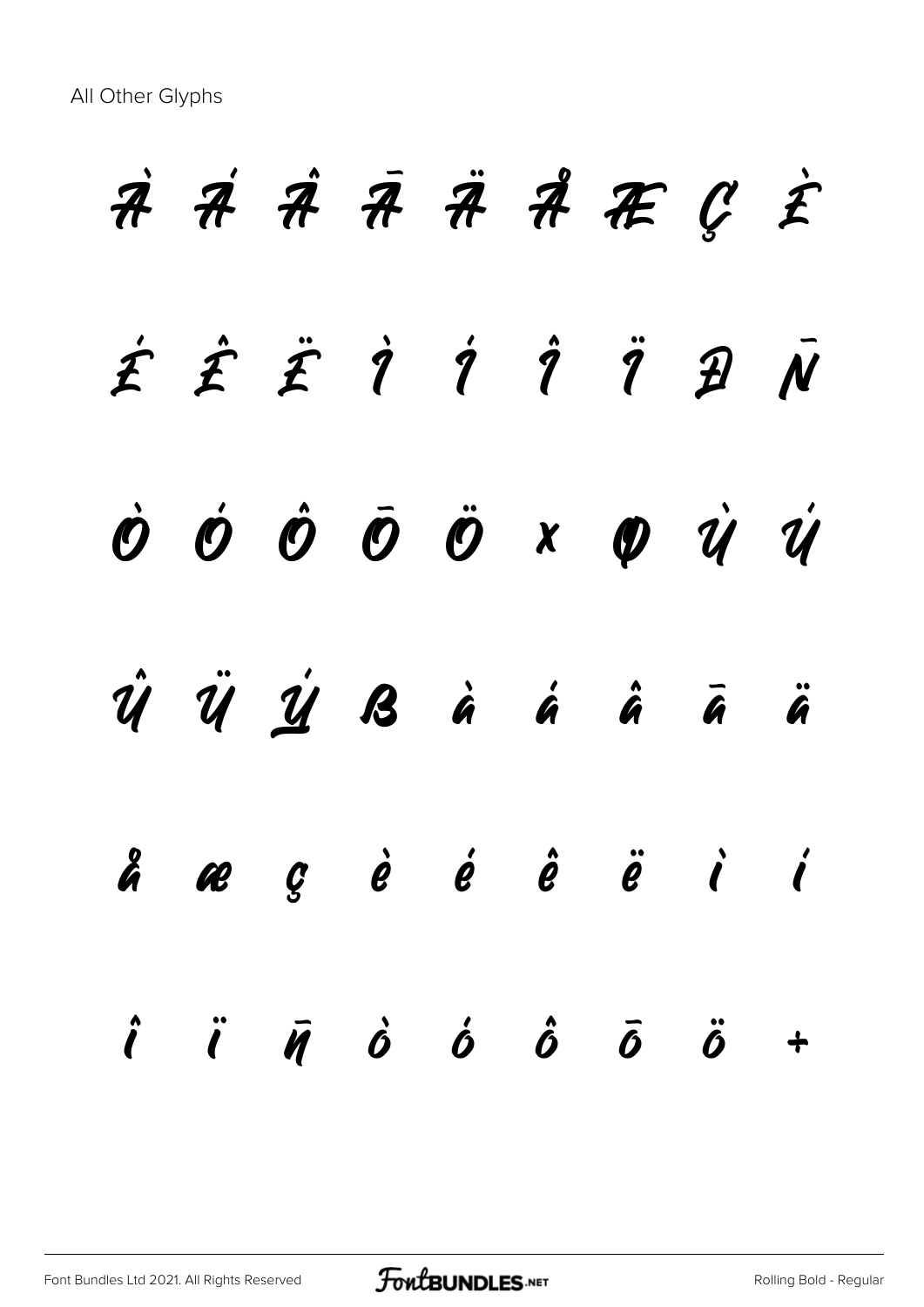All Other Glyphs

À Á Â Ã Ä Å Æ Ç È

É Ê Ë Ì Í Î Ï Ð Ñ

Ò Ó Ô Õ Ö × Ø Ù Ú

Û Ü Ý ß à á â ã ä

å æ ç è é ê ë ì í

î ï ñ ò ó ô õ ö ÷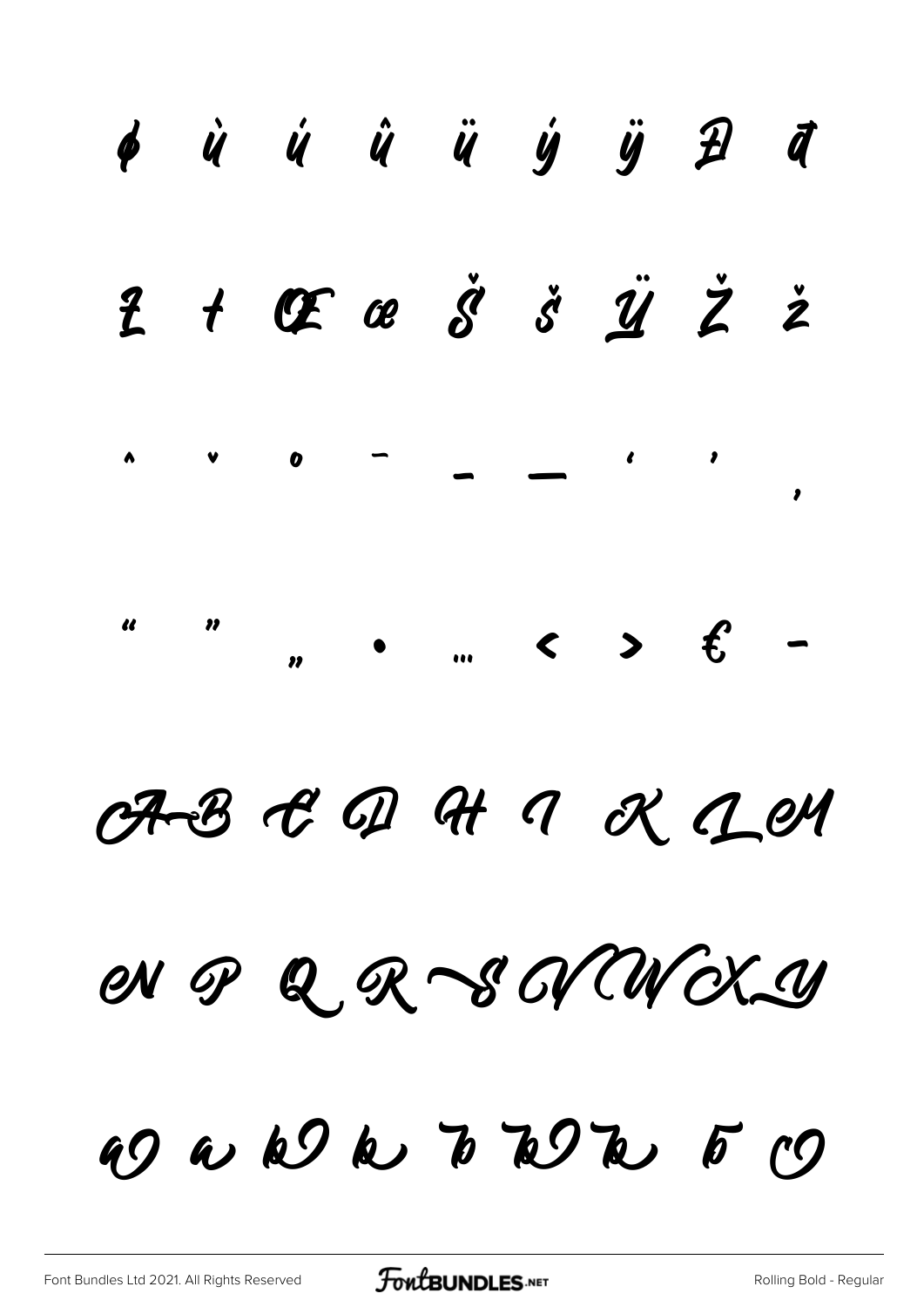ɸ ù ú û ü ý ÿ Đ đ

Ł ł Œ œ Š š Ÿ Ž ž

ˆ ˇ ˚ ¯ – — ‘ ’ ‚

“ ” „ • … ‹ › € -

A B C D H I K L M

N P Q R S V W X Y

a a b b b b b b c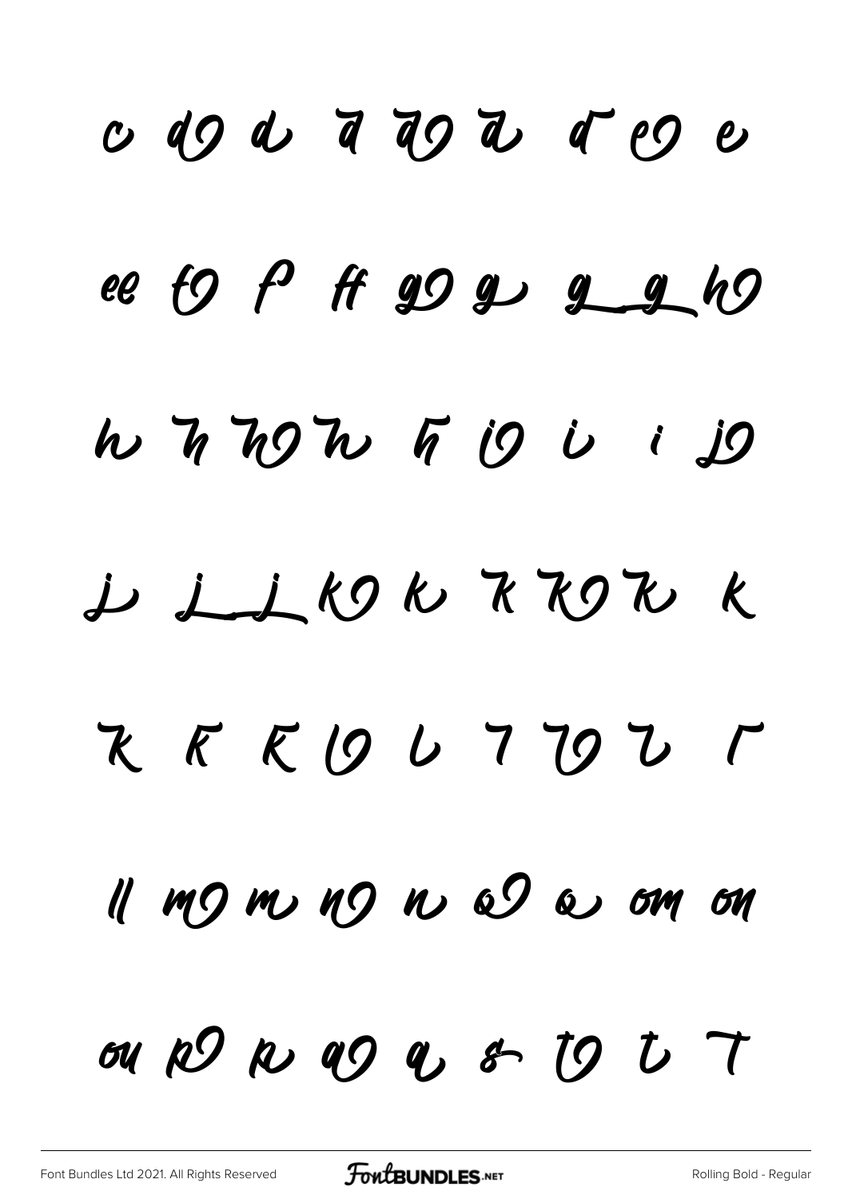c d d d d d d e e

ee f f ff g g g g h

h h h h h i i i j

j j j k k k k k k

k k k l l l l l l

ll m m n n o o om on

ou p p q q s t t t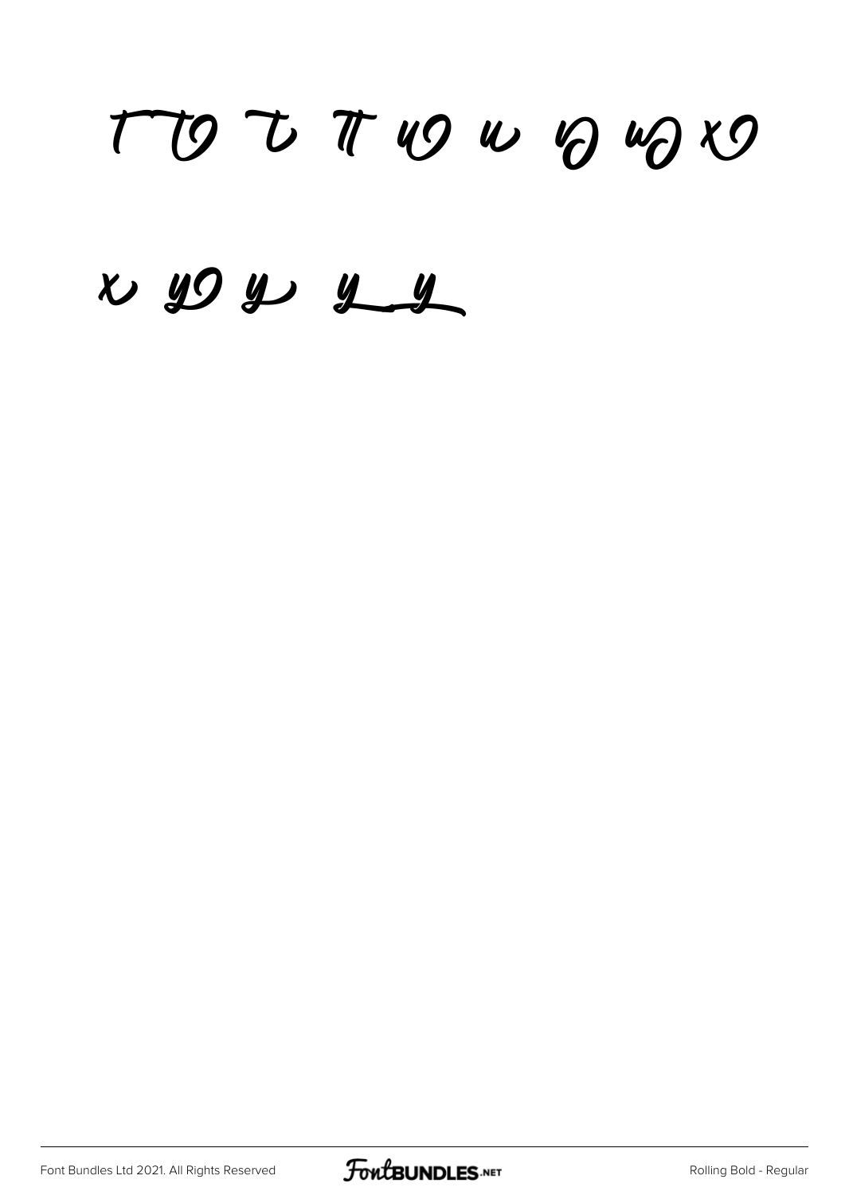T TO T TT UO U O UO XO

X YO Y Y Y